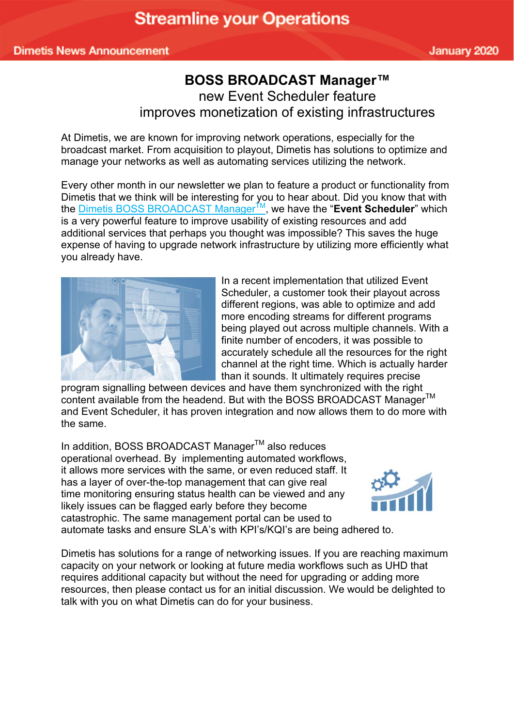Streamline your Operations

Dimetis News Announcement — January 2020

# BOSS BROADCAST Manager™
## new Event Scheduler feature
## improves monetization of existing infrastructures

At Dimetis, we are known for improving network operations, especially for the broadcast market. From acquisition to playout, Dimetis has solutions to optimize and manage your networks as well as automating services utilizing the network.

Every other month in our newsletter we plan to feature a product or functionality from Dimetis that we think will be interesting for you to hear about. Did you know that with the Dimetis BOSS BROADCAST Manager™, we have the "**Event Scheduler**" which is a very powerful feature to improve usability of existing resources and add additional services that perhaps you thought was impossible? This saves the huge expense of having to upgrade network infrastructure by utilizing more efficiently what you already have.

In a recent implementation that utilized Event Scheduler, a customer took their playout across different regions, was able to optimize and add more encoding streams for different programs being played out across multiple channels. With a finite number of encoders, it was possible to accurately schedule all the resources for the right channel at the right time. Which is actually harder than it sounds. It ultimately requires precise program signalling between devices and have them synchronized with the right content available from the headend. But with the BOSS BROADCAST Manager™ and Event Scheduler, it has proven integration and now allows them to do more with the same.

In addition, BOSS BROADCAST Manager™ also reduces operational overhead. By implementing automated workflows, it allows more services with the same, or even reduced staff. It has a layer of over-the-top management that can give real time monitoring ensuring status health can be viewed and any likely issues can be flagged early before they become catastrophic. The same management portal can be used to automate tasks and ensure SLA's with KPI's/KQI's are being adhered to.

Dimetis has solutions for a range of networking issues. If you are reaching maximum capacity on your network or looking at future media workflows such as UHD that requires additional capacity but without the need for upgrading or adding more resources, then please contact us for an initial discussion. We would be delighted to talk with you on what Dimetis can do for your business.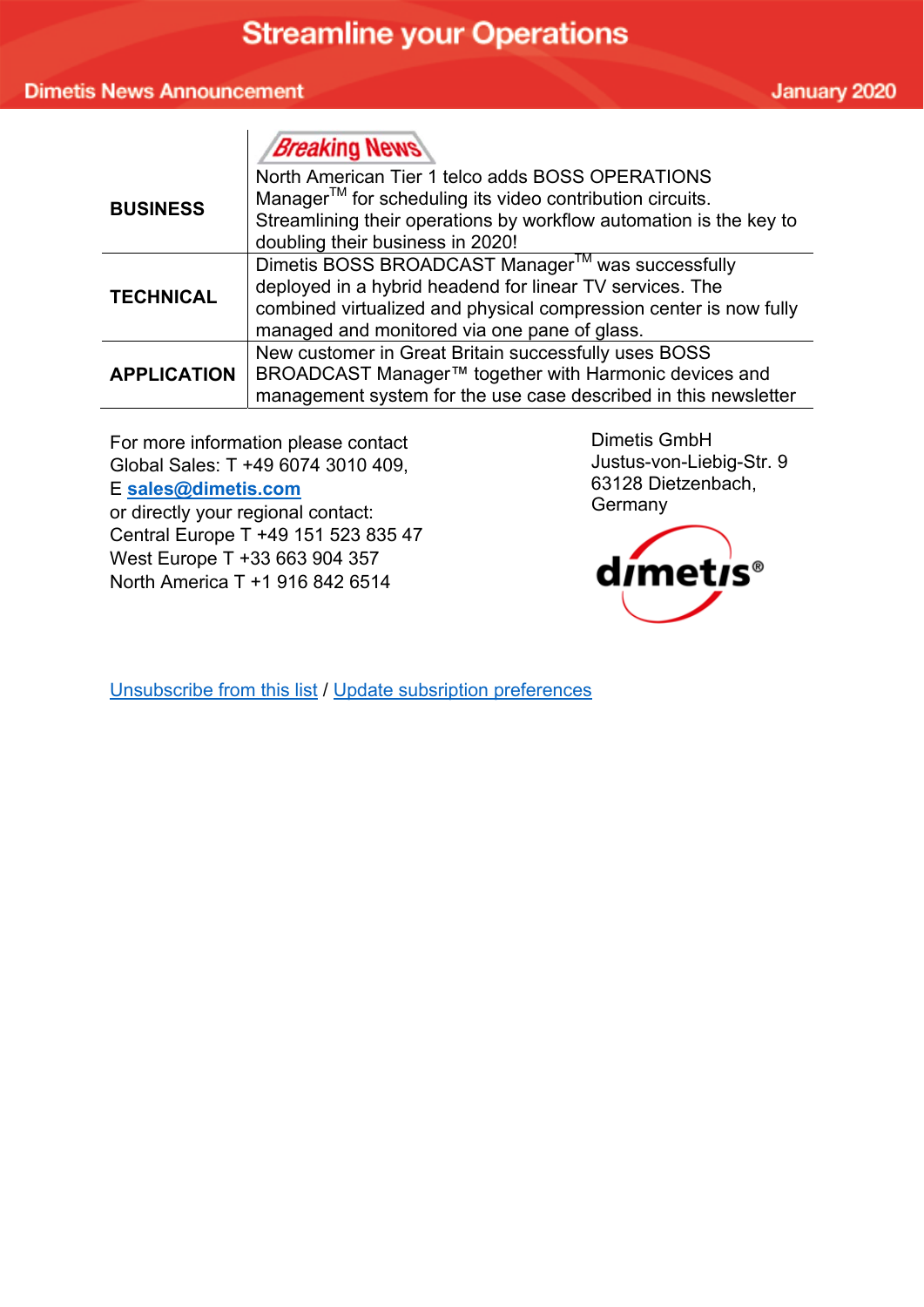# Streamline your Operations

**Dimetis News Announcement** — **January 2020**

| | |
|---|---|
| **BUSINESS** | Breaking News North American Tier 1 telco adds BOSS OPERATIONS Manager™ for scheduling its video contribution circuits. Streamlining their operations by workflow automation is the key to doubling their business in 2020! |
| **TECHNICAL** | Dimetis BOSS BROADCAST Manager™ was successfully deployed in a hybrid headend for linear TV services. The combined virtualized and physical compression center is now fully managed and monitored via one pane of glass. |
| **APPLICATION** | New customer in Great Britain successfully uses BOSS BROADCAST Manager™ together with Harmonic devices and management system for the use case described in this newsletter |

For more information please contact
Global Sales: T +49 6074 3010 409,
E **sales@dimetis.com**
or directly your regional contact:
Central Europe T +49 151 523 835 47
West Europe T +33 663 904 357
North America T +1 916 842 6514

Dimetis GmbH
Justus-von-Liebig-Str. 9
63128 Dietzenbach,
Germany

dimetis®

Unsubscribe from this list / Update subsription preferences